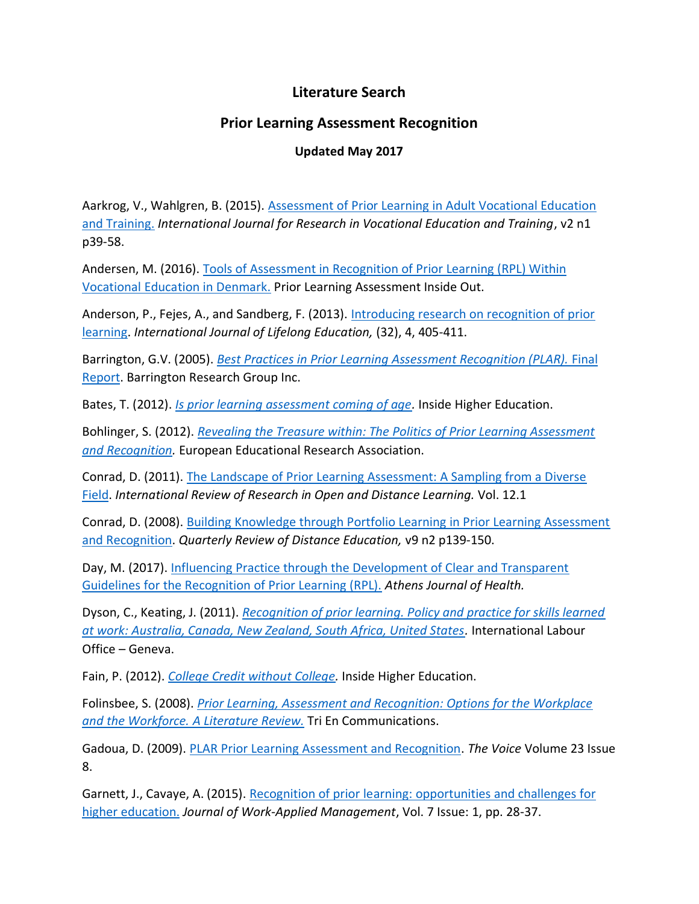# Literature Search

## Prior Learning Assessment Recognition

### Updated May 2017

Aarkrog, V., Wahlgren, B. (2015). Assessment of Prior Learning in Adult Vocational Education and Training. *International Journal for Research in Vocational Education and Training*, v2 n1 p39-58.

Andersen, M. (2016). Tools of Assessment in Recognition of Prior Learning (RPL) Within Vocational Education in Denmark. Prior Learning Assessment Inside Out.

Anderson, P., Fejes, A., and Sandberg, F. (2013). Introducing research on recognition of prior learning. *International Journal of Lifelong Education,* (32), 4, 405-411.

Barrington, G.V. (2005). *Best Practices in Prior Learning Assessment Recognition (PLAR).* Final Report. Barrington Research Group Inc.

Bates, T. (2012). *Is prior learning assessment coming of age*. Inside Higher Education.

Bohlinger, S. (2012). *Revealing the Treasure within: The Politics of Prior Learning Assessment and Recognition.* European Educational Research Association.

Conrad, D. (2011). The Landscape of Prior Learning Assessment: A Sampling from a Diverse Field. *International Review of Research in Open and Distance Learning.* Vol. 12.1

Conrad, D. (2008). Building Knowledge through Portfolio Learning in Prior Learning Assessment and Recognition. *Quarterly Review of Distance Education,* v9 n2 p139-150.

Day, M. (2017). Influencing Practice through the Development of Clear and Transparent Guidelines for the Recognition of Prior Learning (RPL). *Athens Journal of Health.*

Dyson, C., Keating, J. (2011). *Recognition of prior learning. Policy and practice for skills learned at work: Australia, Canada, New Zealand, South Africa, United States*. International Labour Office – Geneva.

Fain, P. (2012). *College Credit without College.* Inside Higher Education.

Folinsbee, S. (2008). *Prior Learning, Assessment and Recognition: Options for the Workplace and the Workforce. A Literature Review.* Tri En Communications.

Gadoua, D. (2009). PLAR Prior Learning Assessment and Recognition. *The Voice* Volume 23 Issue 8.

Garnett, J., Cavaye, A. (2015). Recognition of prior learning: opportunities and challenges for higher education. *Journal of Work-Applied Management*, Vol. 7 Issue: 1, pp. 28-37.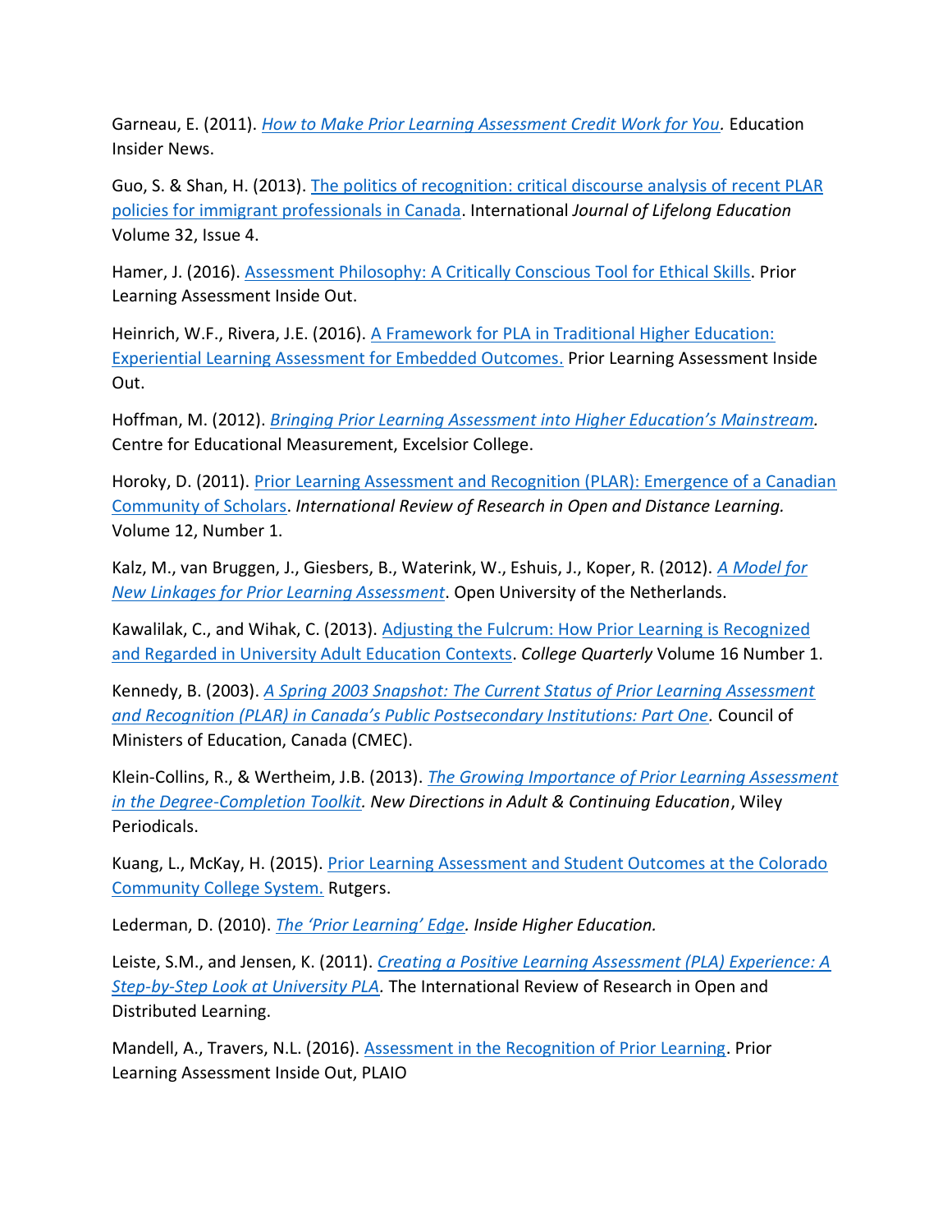Garneau, E. (2011). *How to Make Prior Learning Assessment Credit Work for You.* Education Insider News.

Guo, S. & Shan, H. (2013). The politics of recognition: critical discourse analysis of recent PLAR policies for immigrant professionals in Canada. International *Journal of Lifelong Education* Volume 32, Issue 4.

Hamer, J. (2016). Assessment Philosophy: A Critically Conscious Tool for Ethical Skills. Prior Learning Assessment Inside Out.

Heinrich, W.F., Rivera, J.E. (2016). A Framework for PLA in Traditional Higher Education: Experiential Learning Assessment for Embedded Outcomes. Prior Learning Assessment Inside Out.

Hoffman, M. (2012). *Bringing Prior Learning Assessment into Higher Education's Mainstream.* Centre for Educational Measurement, Excelsior College.

Horoky, D. (2011). Prior Learning Assessment and Recognition (PLAR): Emergence of a Canadian Community of Scholars. *International Review of Research in Open and Distance Learning.* Volume 12, Number 1.

Kalz, M., van Bruggen, J., Giesbers, B., Waterink, W., Eshuis, J., Koper, R. (2012). *A Model for New Linkages for Prior Learning Assessment*. Open University of the Netherlands.

Kawalilak, C., and Wihak, C. (2013). Adjusting the Fulcrum: How Prior Learning is Recognized and Regarded in University Adult Education Contexts. *College Quarterly* Volume 16 Number 1.

Kennedy, B. (2003). *A Spring 2003 Snapshot: The Current Status of Prior Learning Assessment and Recognition (PLAR) in Canada's Public Postsecondary Institutions: Part One*. Council of Ministers of Education, Canada (CMEC).

Klein-Collins, R., & Wertheim, J.B. (2013). *The Growing Importance of Prior Learning Assessment in the Degree-Completion Toolkit. New Directions in Adult & Continuing Education*, Wiley Periodicals.

Kuang, L., McKay, H. (2015). Prior Learning Assessment and Student Outcomes at the Colorado Community College System. Rutgers.

Lederman, D. (2010). *The 'Prior Learning' Edge. Inside Higher Education.*

Leiste, S.M., and Jensen, K. (2011). *Creating a Positive Learning Assessment (PLA) Experience: A Step-by-Step Look at University PLA*. The International Review of Research in Open and Distributed Learning.

Mandell, A., Travers, N.L. (2016). Assessment in the Recognition of Prior Learning. Prior Learning Assessment Inside Out, PLAIO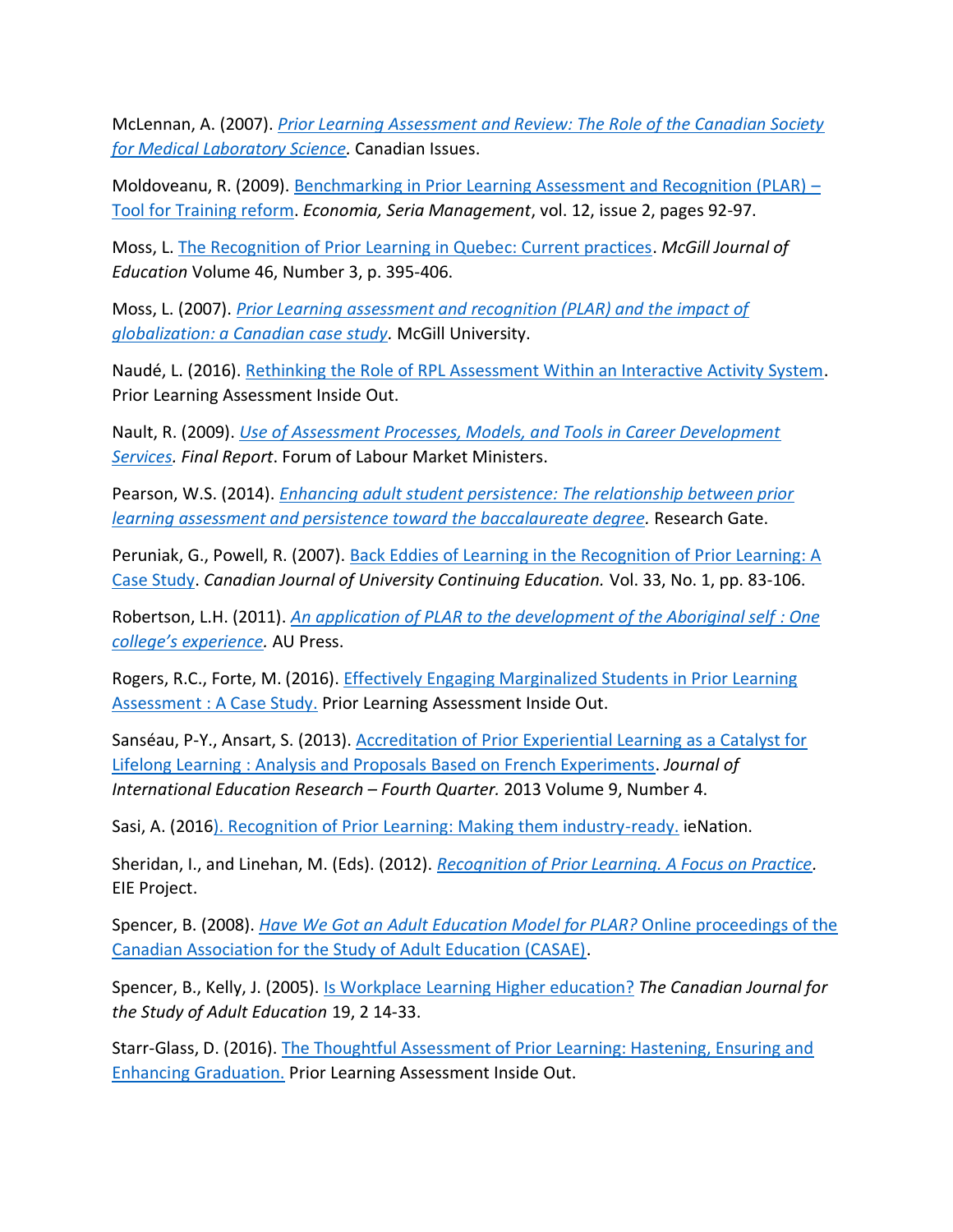McLennan, A. (2007). *Prior Learning Assessment and Review: The Role of the Canadian Society for Medical Laboratory Science.* Canadian Issues.

Moldoveanu, R. (2009). Benchmarking in Prior Learning Assessment and Recognition (PLAR) – Tool for Training reform. *Economia, Seria Management*, vol. 12, issue 2, pages 92-97.

Moss, L. The Recognition of Prior Learning in Quebec: Current practices. *McGill Journal of Education* Volume 46, Number 3, p. 395-406.

Moss, L. (2007). *Prior Learning assessment and recognition (PLAR) and the impact of globalization: a Canadian case study*. McGill University.

Naudé, L. (2016). Rethinking the Role of RPL Assessment Within an Interactive Activity System. Prior Learning Assessment Inside Out.

Nault, R. (2009). *Use of Assessment Processes, Models, and Tools in Career Development Services. Final Report*. Forum of Labour Market Ministers.

Pearson, W.S. (2014). *Enhancing adult student persistence: The relationship between prior learning assessment and persistence toward the baccalaureate degree.* Research Gate.

Peruniak, G., Powell, R. (2007). Back Eddies of Learning in the Recognition of Prior Learning: A Case Study. *Canadian Journal of University Continuing Education.* Vol. 33, No. 1, pp. 83-106.

Robertson, L.H. (2011). *An application of PLAR to the development of the Aboriginal self : One college's experience.* AU Press.

Rogers, R.C., Forte, M. (2016). Effectively Engaging Marginalized Students in Prior Learning Assessment : A Case Study. Prior Learning Assessment Inside Out.

Sanséau, P-Y., Ansart, S. (2013). Accreditation of Prior Experiential Learning as a Catalyst for Lifelong Learning : Analysis and Proposals Based on French Experiments. *Journal of International Education Research – Fourth Quarter.* 2013 Volume 9, Number 4.

Sasi, A. (2016). Recognition of Prior Learning: Making them industry-ready. ieNation.

Sheridan, I., and Linehan, M. (Eds). (2012). *Recognition of Prior Learning. A Focus on Practice*. EIE Project.

Spencer, B. (2008). *Have We Got an Adult Education Model for PLAR?* Online proceedings of the Canadian Association for the Study of Adult Education (CASAE).

Spencer, B., Kelly, J. (2005). Is Workplace Learning Higher education? *The Canadian Journal for the Study of Adult Education* 19, 2 14-33.

Starr-Glass, D. (2016). The Thoughtful Assessment of Prior Learning: Hastening, Ensuring and Enhancing Graduation. Prior Learning Assessment Inside Out.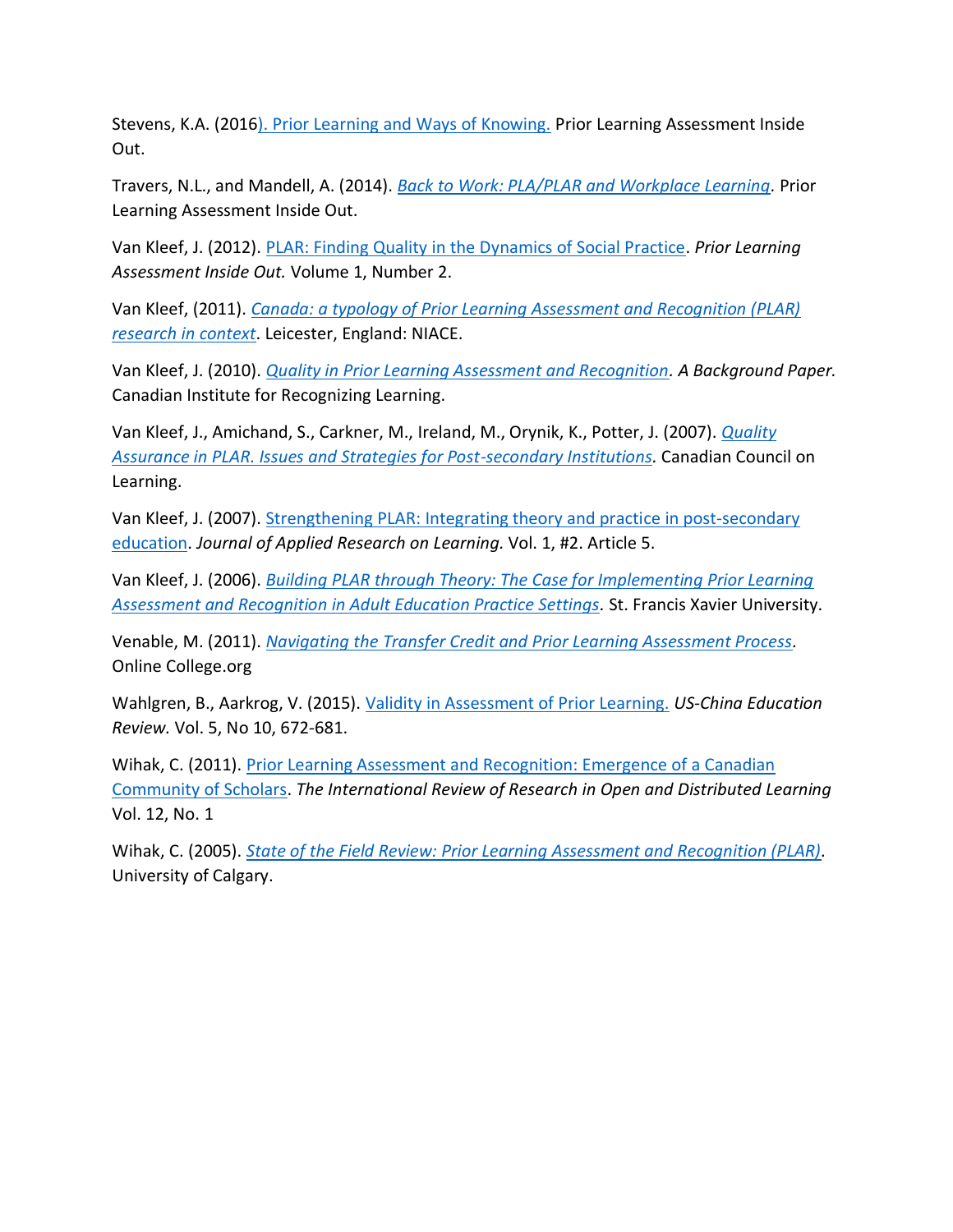Stevens, K.A. (2016). Prior Learning and Ways of Knowing. Prior Learning Assessment Inside Out.

Travers, N.L., and Mandell, A. (2014). *Back to Work: PLA/PLAR and Workplace Learning.* Prior Learning Assessment Inside Out.

Van Kleef, J. (2012). PLAR: Finding Quality in the Dynamics of Social Practice. *Prior Learning Assessment Inside Out.* Volume 1, Number 2.

Van Kleef, (2011). *Canada: a typology of Prior Learning Assessment and Recognition (PLAR) research in context*. Leicester, England: NIACE.

Van Kleef, J. (2010). *Quality in Prior Learning Assessment and Recognition. A Background Paper.* Canadian Institute for Recognizing Learning.

Van Kleef, J., Amichand, S., Carkner, M., Ireland, M., Orynik, K., Potter, J. (2007). *Quality Assurance in PLAR. Issues and Strategies for Post-secondary Institutions.* Canadian Council on Learning.

Van Kleef, J. (2007). Strengthening PLAR: Integrating theory and practice in post-secondary education. *Journal of Applied Research on Learning.* Vol. 1, #2. Article 5.

Van Kleef, J. (2006). *Building PLAR through Theory: The Case for Implementing Prior Learning Assessment and Recognition in Adult Education Practice Settings*. St. Francis Xavier University.

Venable, M. (2011). *Navigating the Transfer Credit and Prior Learning Assessment Process.* Online College.org

Wahlgren, B., Aarkrog, V. (2015). Validity in Assessment of Prior Learning. *US-China Education Review.* Vol. 5, No 10, 672-681.

Wihak, C. (2011). Prior Learning Assessment and Recognition: Emergence of a Canadian Community of Scholars. *The International Review of Research in Open and Distributed Learning* Vol. 12, No. 1

Wihak, C. (2005). *State of the Field Review: Prior Learning Assessment and Recognition (PLAR).* University of Calgary.